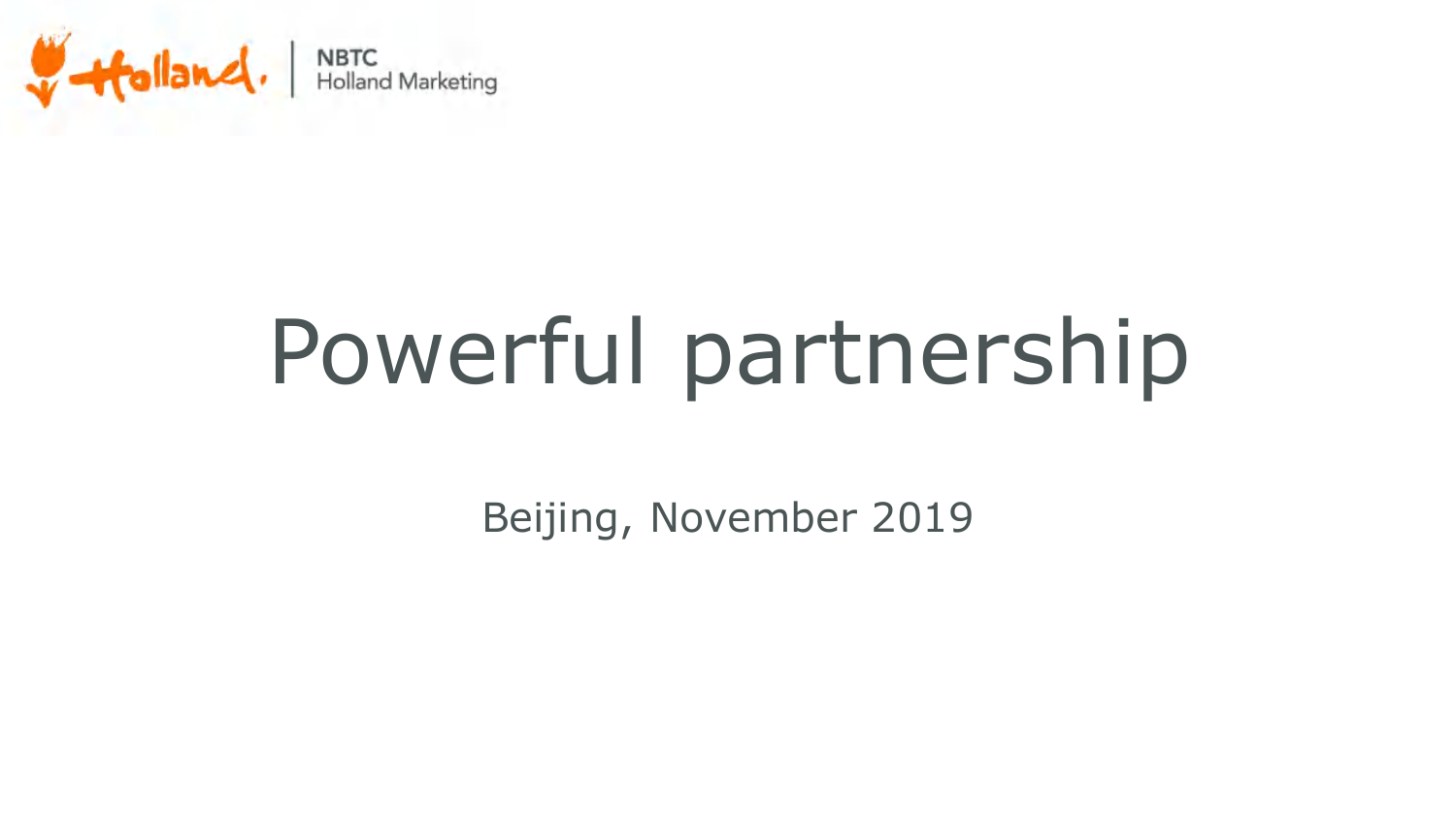Holland. | NBTC Holland Marketing

# Powerful partnership

Beijing, November 2019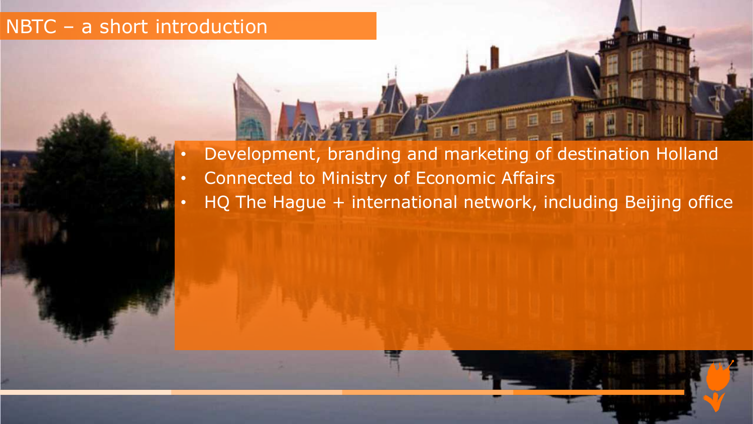# NBTC – a short introduction

- Development, branding and marketing of destination Holland
- Connected to Ministry of Economic Affairs
- HQ The Hague + international network, including Beijing office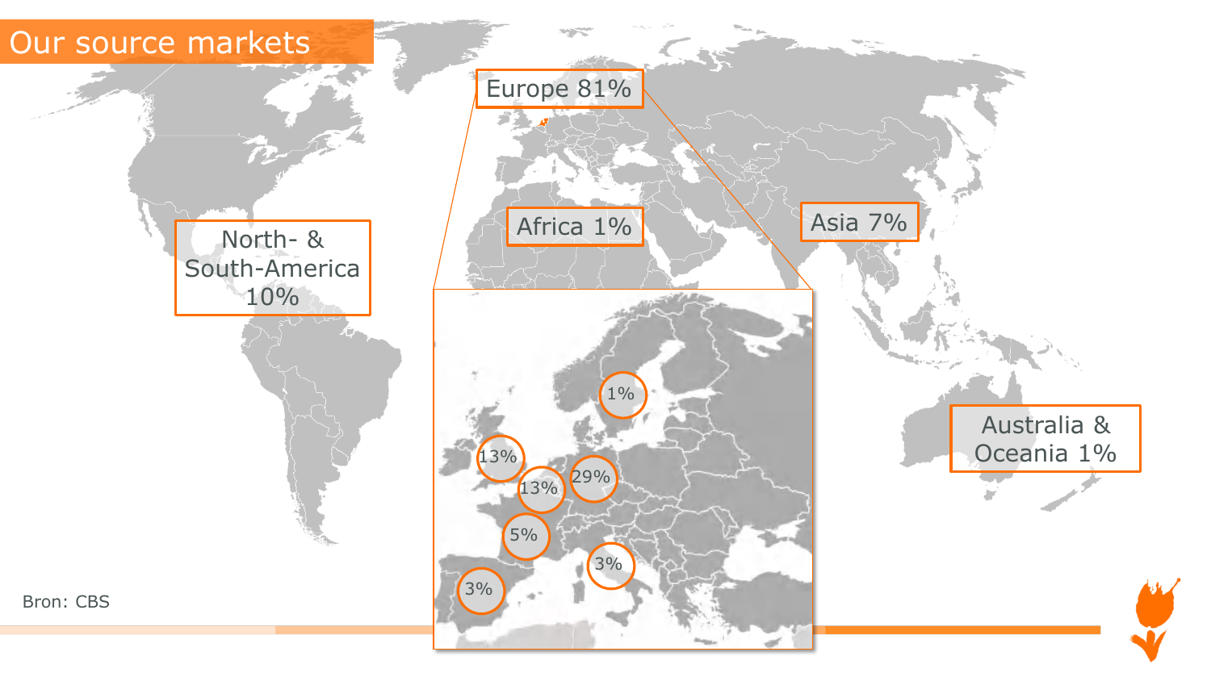# Our source markets

Europe 81%

North- & South-America 10%

Africa 1%

Asia 7%

Australia & Oceania 1%

1%

13%

29%

13%

5%

3%

3%

Bron: CBS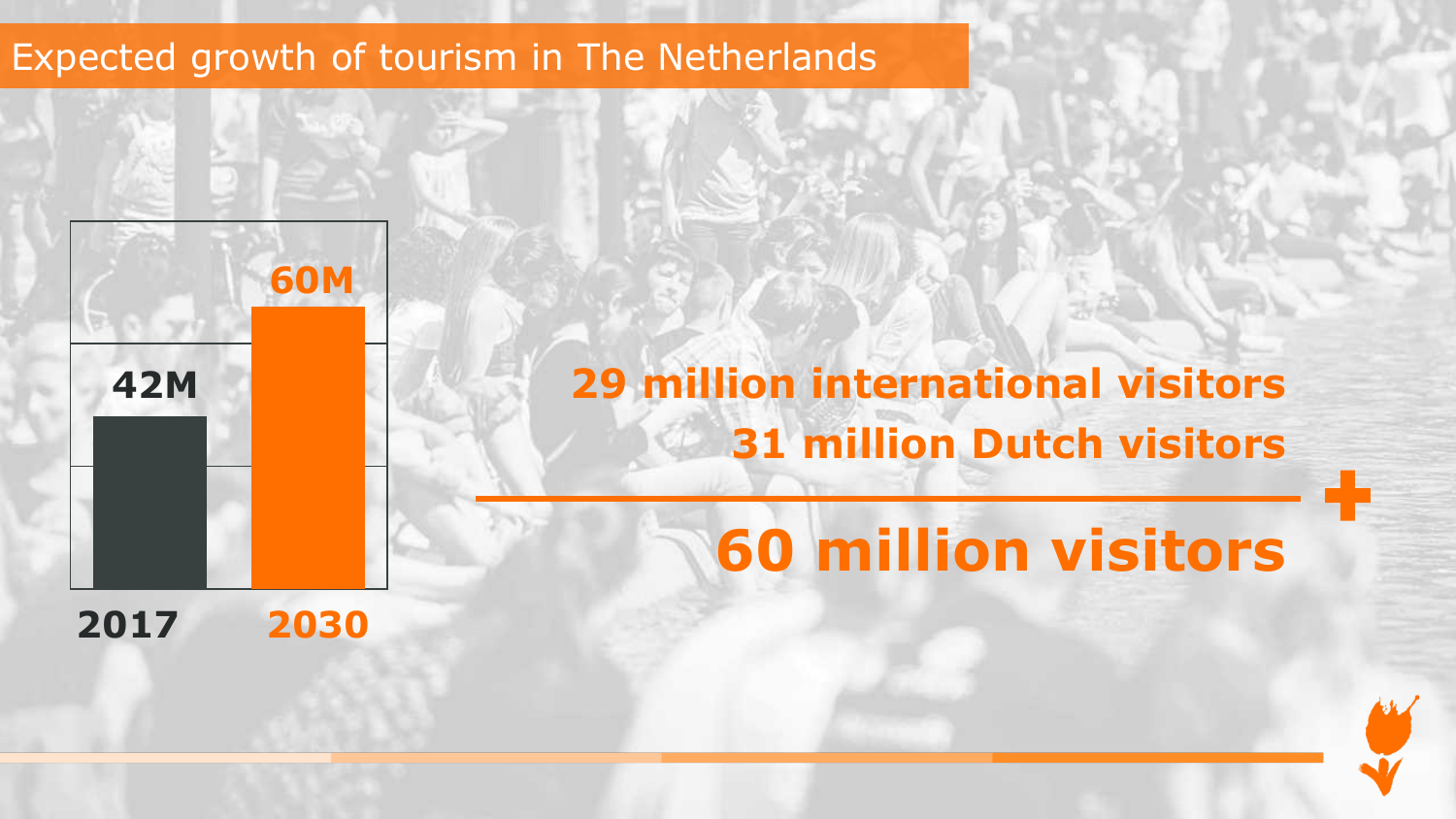# Expected growth of tourism in The Netherlands

| 2017 | 2030 |
| --- | --- |
| 42M | 60M |

**29 million international visitors**
**31 million Dutch visitors**

**+**

**60 million visitors**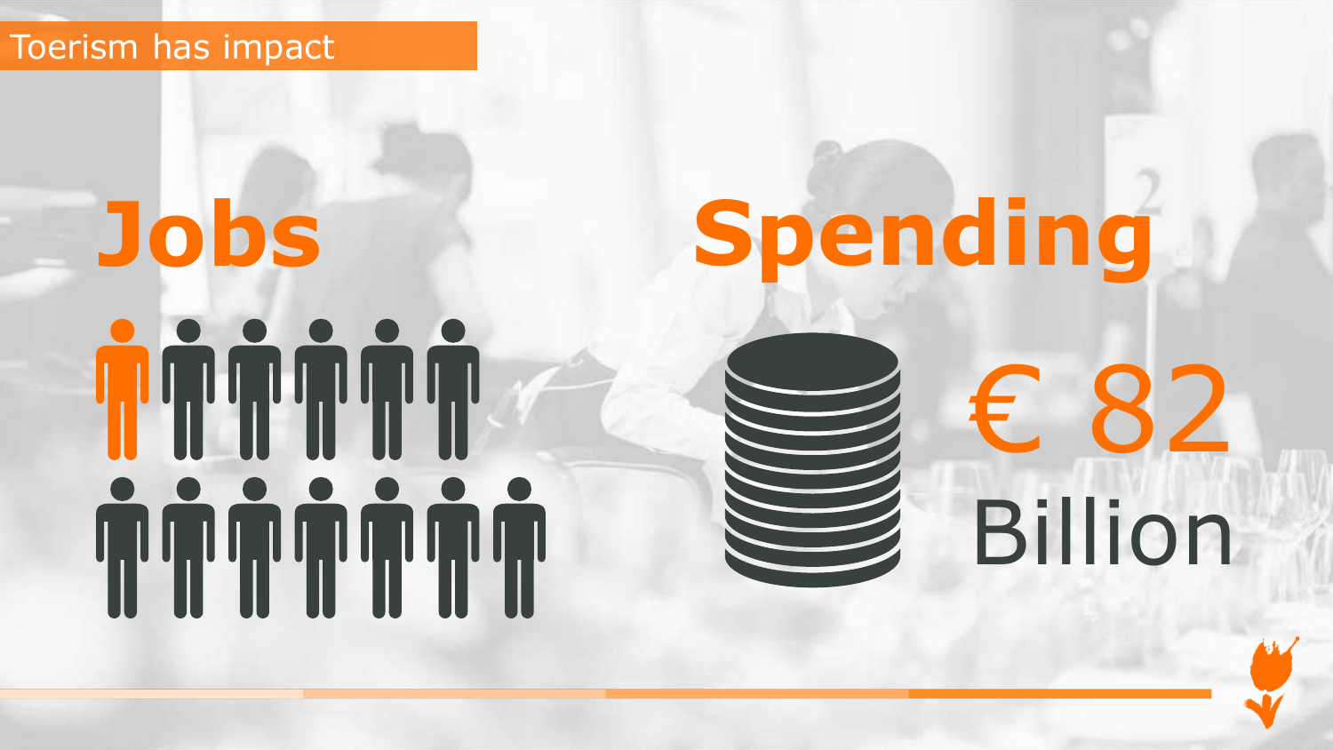Toerism has impact

## Jobs

## Spending

€ 82 Billion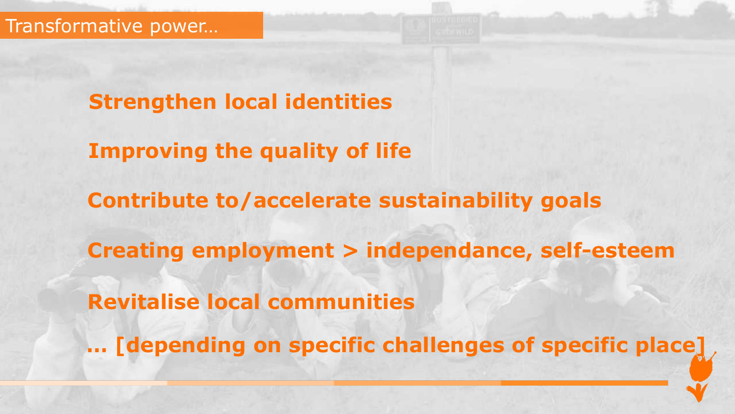## Transformative power…

**Strengthen local identities**

**Improving the quality of life**

**Contribute to/accelerate sustainability goals**

**Creating employment > independance, self-esteem**

**Revitalise local communities**

**… [depending on specific challenges of specific place]**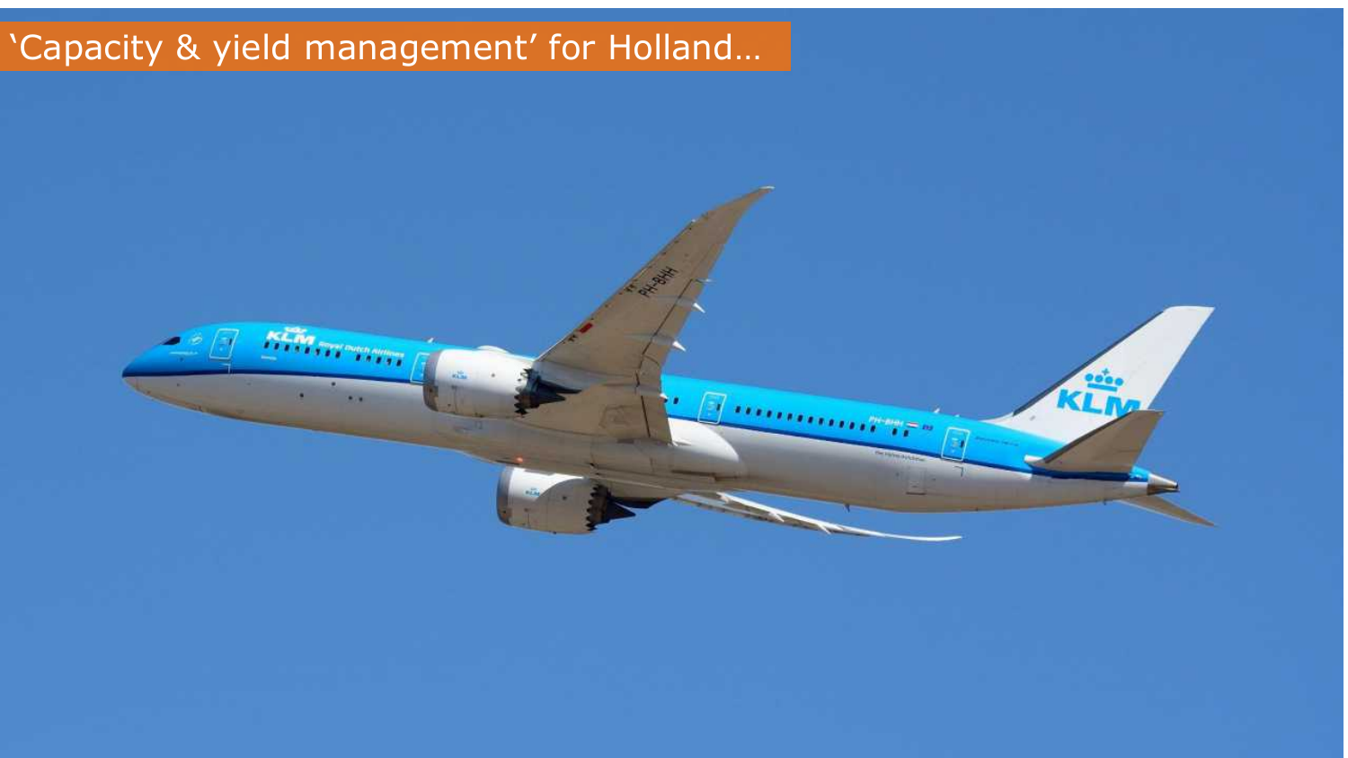# ‘Capacity & yield management’ for Holland…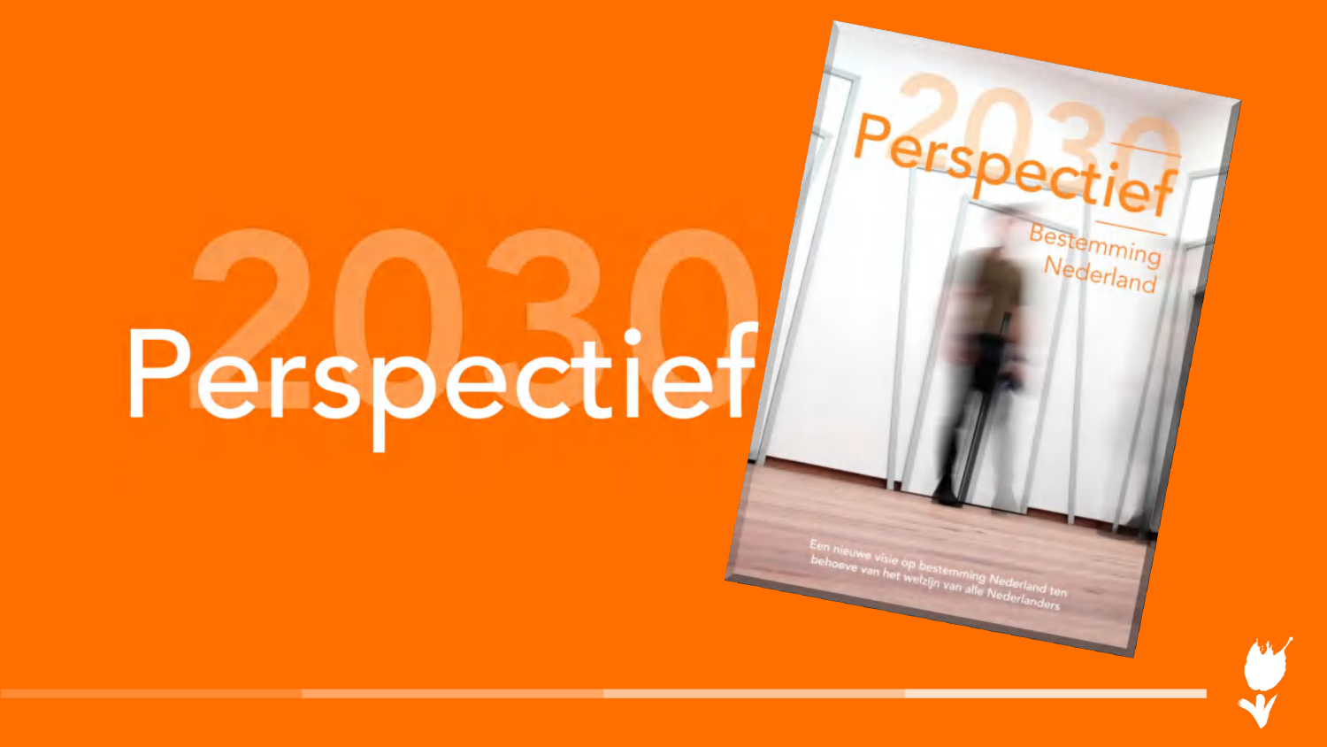# 2030 Perspectief

Perspectief 2030

Bestemming Nederland

Een nieuwe visie op bestemming Nederland ten behoeve van het welzijn van alle Nederlanders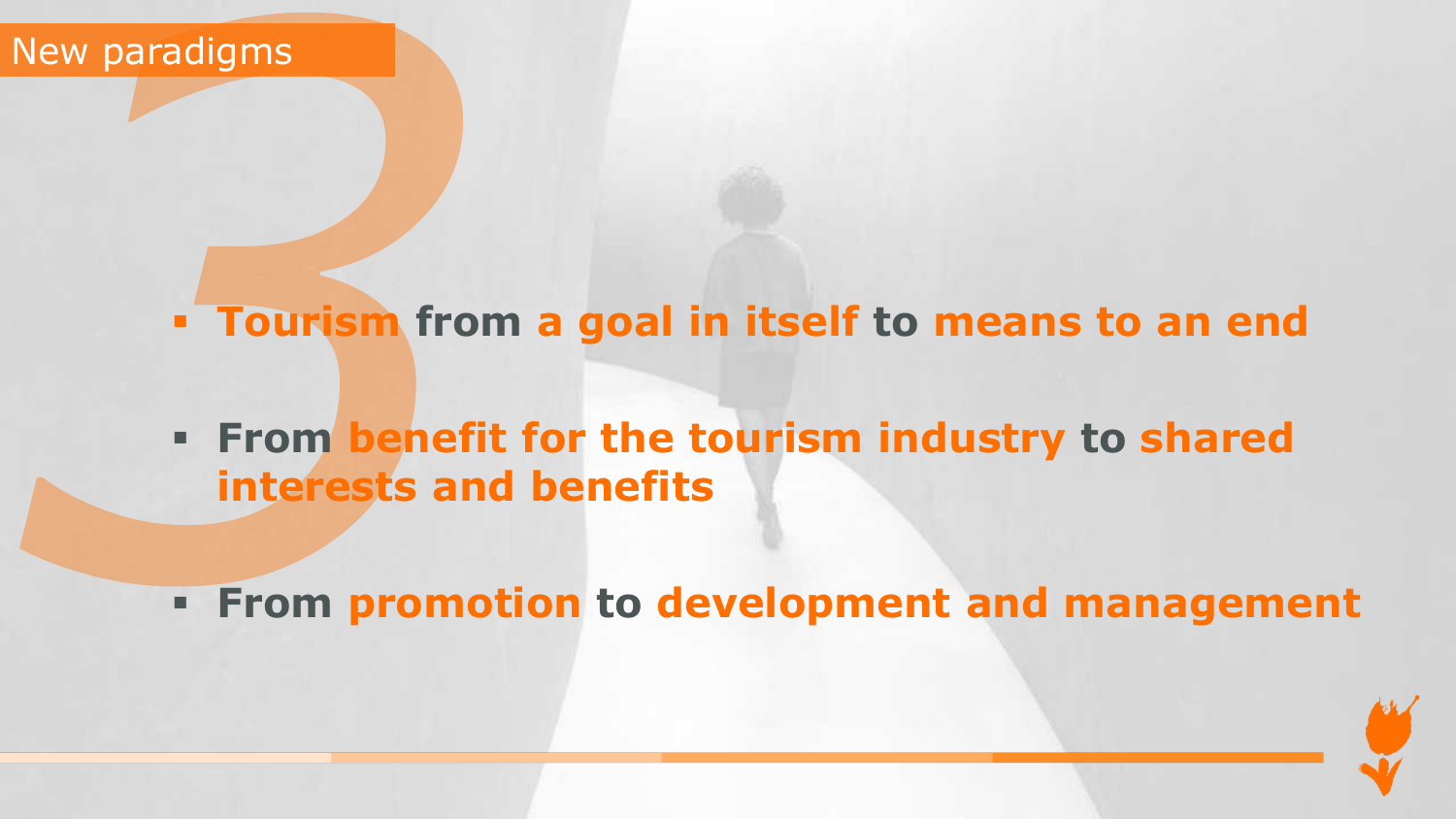# New paradigms

- **Tourism from a goal in itself to means to an end**
- **From benefit for the tourism industry to shared interests and benefits**
- **From promotion to development and management**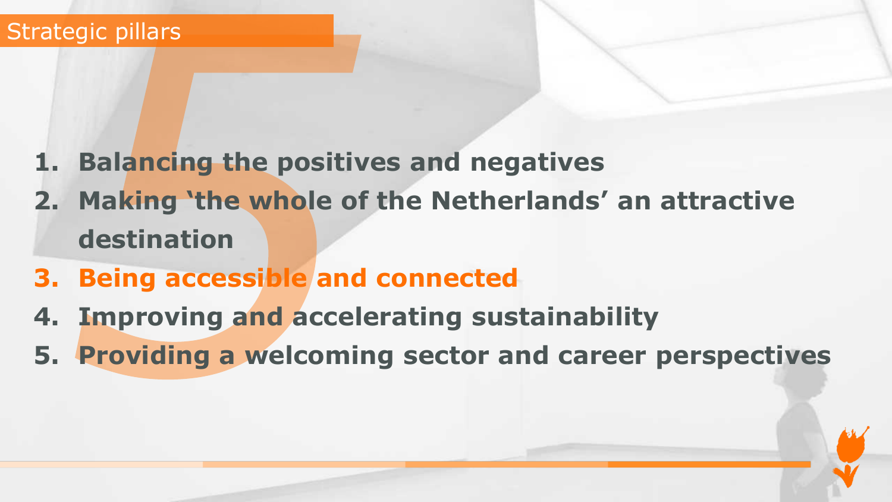# Strategic pillars

1. **Balancing the positives and negatives**
2. **Making 'the whole of the Netherlands' an attractive destination**
3. **Being accessible and connected**
4. **Improving and accelerating sustainability**
5. **Providing a welcoming sector and career perspectives**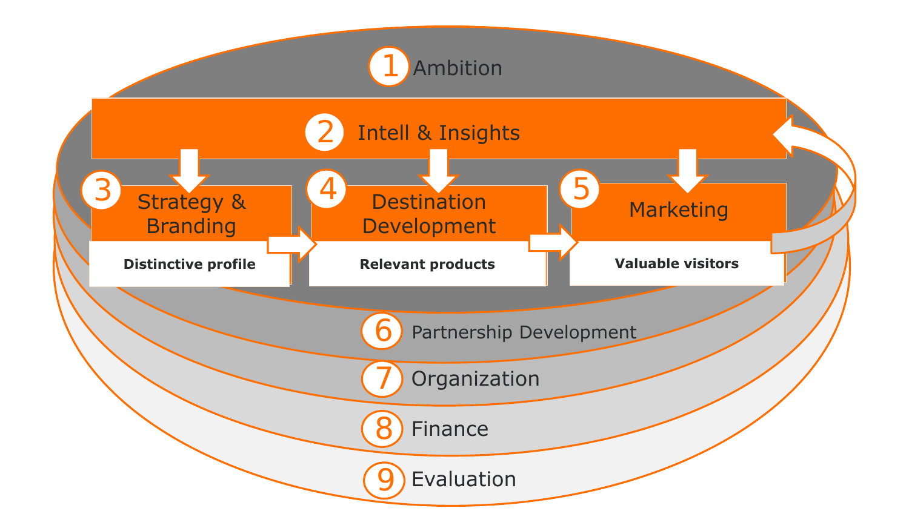1 Ambition

2 Intell & Insights

3 Strategy & Branding

**Distinctive profile**

4 Destination Development

**Relevant products**

5 Marketing

**Valuable visitors**

6 Partnership Development

7 Organization

8 Finance

9 Evaluation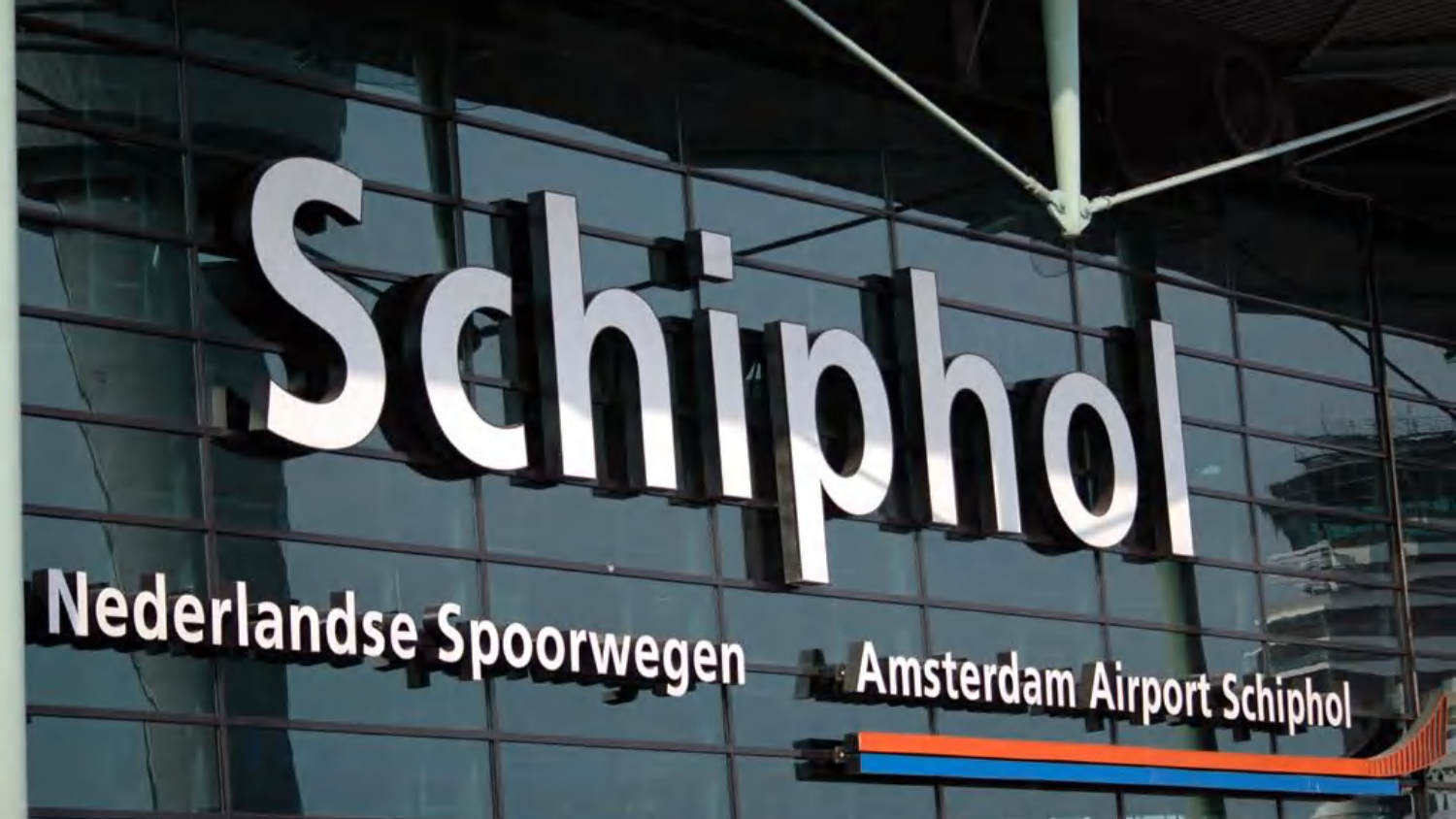Schiphol

Nederlandse Spoorwegen

Amsterdam Airport Schiphol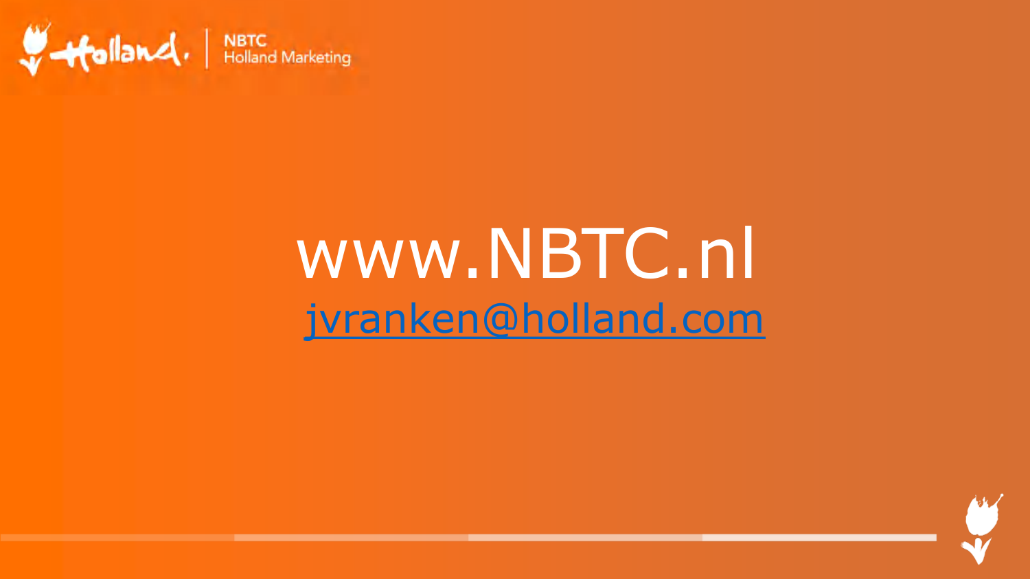NBTC
Holland Marketing

www.NBTC.nl

jvranken@holland.com